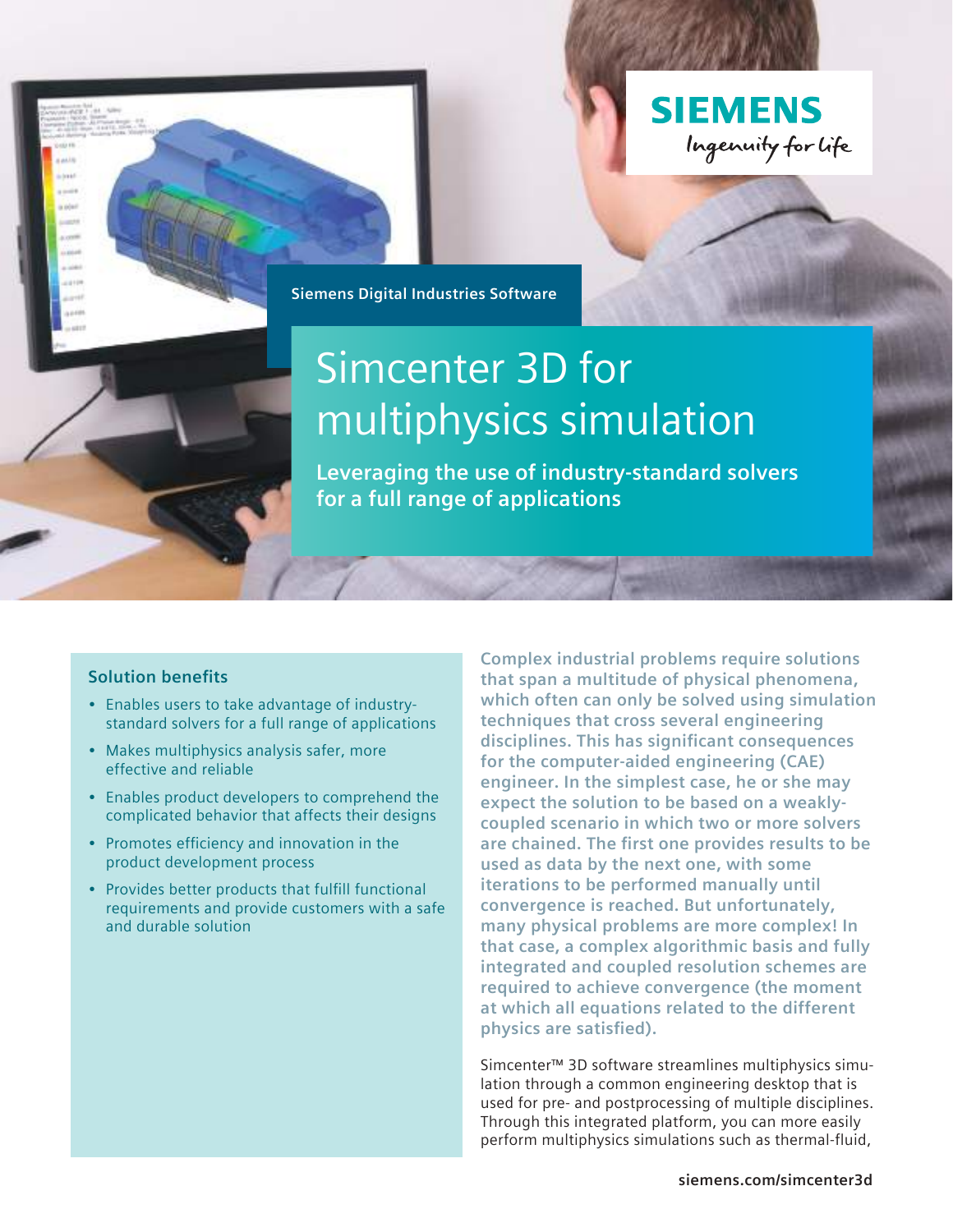Siemens Digital Industries Software

# Simcenter 3D for multiphysics simulation

**Leveraging the use of industry-standard solvers for a full range of applications**

### Solution benefits

- Enables users to take advantage of industry-standard solvers for a full range of applications
- Makes multiphysics analysis safer, more effective and reliable
- Enables product developers to comprehend the complicated behavior that affects their designs
- Promotes efficiency and innovation in the product development process
- Provides better products that fulfill functional requirements and provide customers with a safe and durable solution

**Complex industrial problems require solutions that span a multitude of physical phenomena, which often can only be solved using simulation techniques that cross several engineering disciplines. This has significant consequences for the computer-aided engineering (CAE) engineer. In the simplest case, he or she may expect the solution to be based on a weakly-coupled scenario in which two or more solvers are chained. The first one provides results to be used as data by the next one, with some iterations to be performed manually until convergence is reached. But unfortunately, many physical problems are more complex! In that case, a complex algorithmic basis and fully integrated and coupled resolution schemes are required to achieve convergence (the moment at which all equations related to the different physics are satisfied).**

Simcenter™ 3D software streamlines multiphysics simulation through a common engineering desktop that is used for pre- and postprocessing of multiple disciplines. Through this integrated platform, you can more easily perform multiphysics simulations such as thermal-fluid,

siemens.com/simcenter3d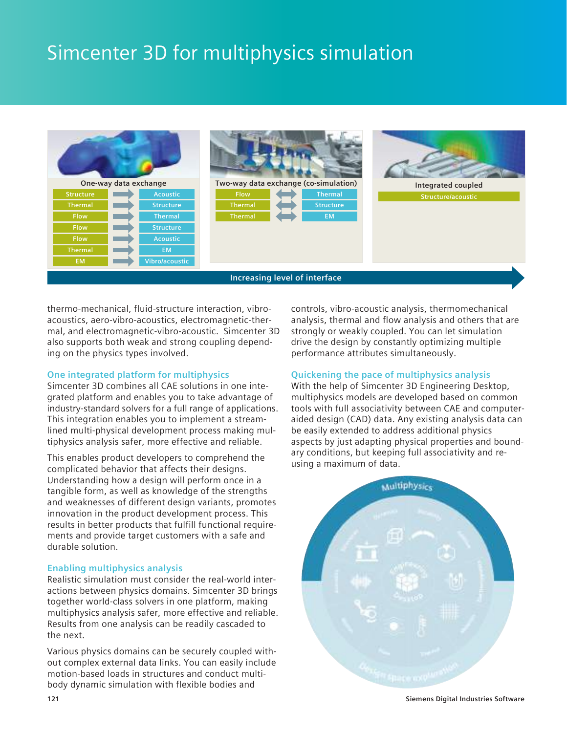# Simcenter 3D for multiphysics simulation

**One-way data exchange**

| | | |
|---|---|---|
| Structure | → | Acoustic |
| Thermal | → | Structure |
| Flow | → | Thermal |
| Flow | → | Structure |
| Flow | → | Acoustic |
| Thermal | → | EM |
| EM | → | Vibro/acoustic |

**Two-way data exchange (co-simulation)**

| | | |
|---|---|---|
| Flow | ↔ | Thermal |
| Thermal | ↔ | Structure |
| Thermal | ↔ | EM |

**Integrated coupled**

| |
|---|
| Structure/acoustic |

**Increasing level of interface**

thermo-mechanical, fluid-structure interaction, vibro-acoustics, aero-vibro-acoustics, electromagnetic-thermal, and electromagnetic-vibro-acoustic. Simcenter 3D also supports both weak and strong coupling depending on the physics types involved.

### One integrated platform for multiphysics

Simcenter 3D combines all CAE solutions in one integrated platform and enables you to take advantage of industry-standard solvers for a full range of applications. This integration enables you to implement a streamlined multi-physical development process making multiphysics analysis safer, more effective and reliable.

This enables product developers to comprehend the complicated behavior that affects their designs. Understanding how a design will perform once in a tangible form, as well as knowledge of the strengths and weaknesses of different design variants, promotes innovation in the product development process. This results in better products that fulfill functional requirements and provide target customers with a safe and durable solution.

### Enabling multiphysics analysis

Realistic simulation must consider the real-world interactions between physics domains. Simcenter 3D brings together world-class solvers in one platform, making multiphysics analysis safer, more effective and reliable. Results from one analysis can be readily cascaded to the next.

Various physics domains can be securely coupled without complex external data links. You can easily include motion-based loads in structures and conduct multibody dynamic simulation with flexible bodies and controls, vibro-acoustic analysis, thermomechanical analysis, thermal and flow analysis and others that are strongly or weakly coupled. You can let simulation drive the design by constantly optimizing multiple performance attributes simultaneously.

### Quickening the pace of multiphysics analysis

With the help of Simcenter 3D Engineering Desktop, multiphysics models are developed based on common tools with full associativity between CAE and computer-aided design (CAD) data. Any existing analysis data can be easily extended to address additional physics aspects by just adapting physical properties and boundary conditions, but keeping full associativity and re-using a maximum of data.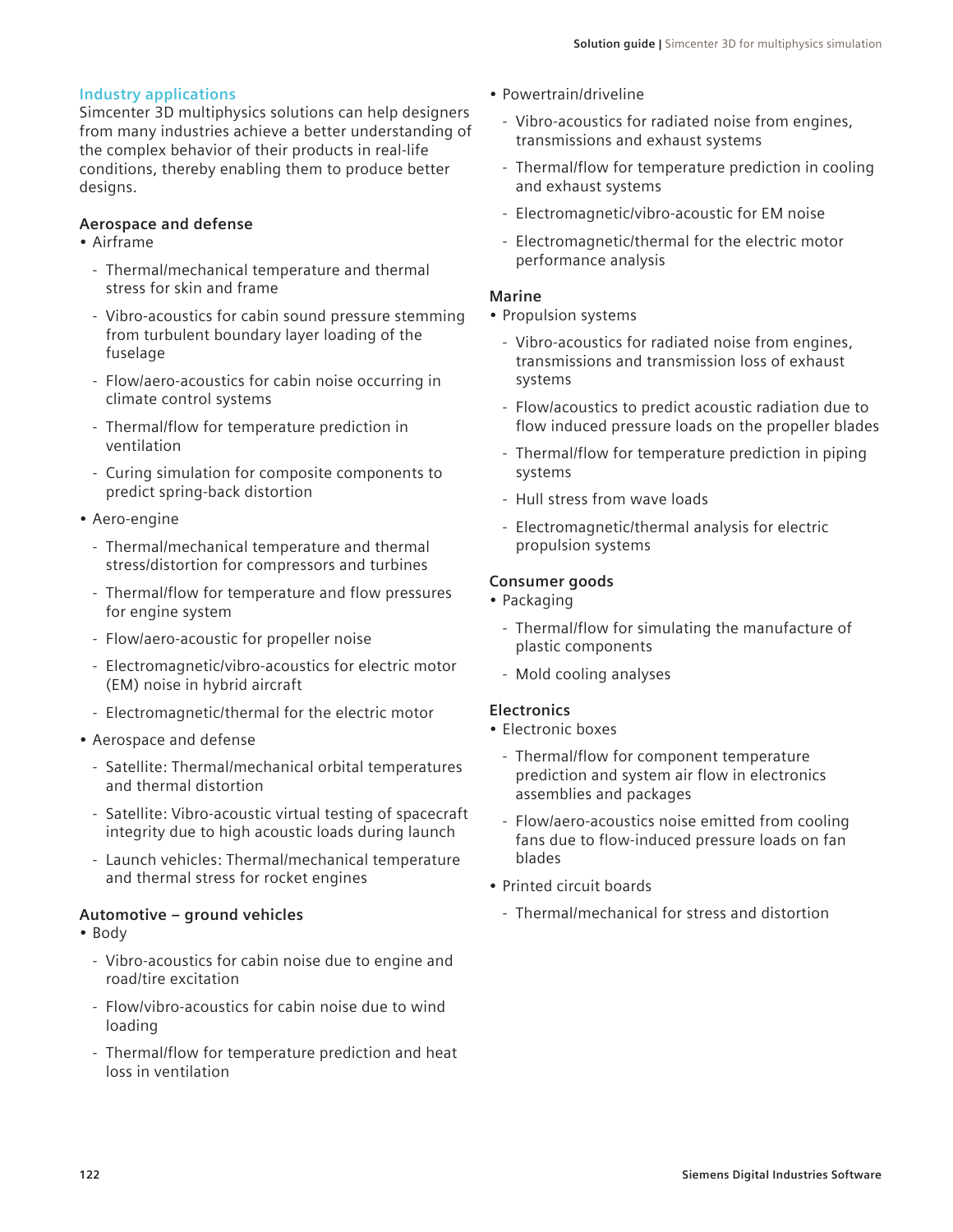## Industry applications

Simcenter 3D multiphysics solutions can help designers from many industries achieve a better understanding of the complex behavior of their products in real-life conditions, thereby enabling them to produce better designs.

### Aerospace and defense

- Airframe
  - Thermal/mechanical temperature and thermal stress for skin and frame
  - Vibro-acoustics for cabin sound pressure stemming from turbulent boundary layer loading of the fuselage
  - Flow/aero-acoustics for cabin noise occurring in climate control systems
  - Thermal/flow for temperature prediction in ventilation
  - Curing simulation for composite components to predict spring-back distortion
- Aero-engine
  - Thermal/mechanical temperature and thermal stress/distortion for compressors and turbines
  - Thermal/flow for temperature and flow pressures for engine system
  - Flow/aero-acoustic for propeller noise
  - Electromagnetic/vibro-acoustics for electric motor (EM) noise in hybrid aircraft
  - Electromagnetic/thermal for the electric motor
- Aerospace and defense
  - Satellite: Thermal/mechanical orbital temperatures and thermal distortion
  - Satellite: Vibro-acoustic virtual testing of spacecraft integrity due to high acoustic loads during launch
  - Launch vehicles: Thermal/mechanical temperature and thermal stress for rocket engines

### Automotive – ground vehicles

- Body
  - Vibro-acoustics for cabin noise due to engine and road/tire excitation
  - Flow/vibro-acoustics for cabin noise due to wind loading
  - Thermal/flow for temperature prediction and heat loss in ventilation
- Powertrain/driveline
  - Vibro-acoustics for radiated noise from engines, transmissions and exhaust systems
  - Thermal/flow for temperature prediction in cooling and exhaust systems
  - Electromagnetic/vibro-acoustic for EM noise
  - Electromagnetic/thermal for the electric motor performance analysis

### Marine

- Propulsion systems
  - Vibro-acoustics for radiated noise from engines, transmissions and transmission loss of exhaust systems
  - Flow/acoustics to predict acoustic radiation due to flow induced pressure loads on the propeller blades
  - Thermal/flow for temperature prediction in piping systems
  - Hull stress from wave loads
  - Electromagnetic/thermal analysis for electric propulsion systems

### Consumer goods

- Packaging
  - Thermal/flow for simulating the manufacture of plastic components
  - Mold cooling analyses

### Electronics

- Electronic boxes
  - Thermal/flow for component temperature prediction and system air flow in electronics assemblies and packages
  - Flow/aero-acoustics noise emitted from cooling fans due to flow-induced pressure loads on fan blades
- Printed circuit boards
  - Thermal/mechanical for stress and distortion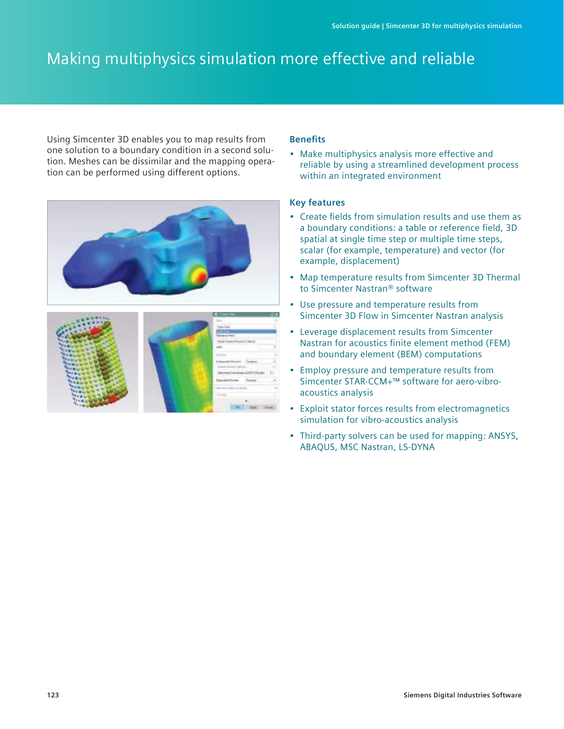# Making multiphysics simulation more effective and reliable

Using Simcenter 3D enables you to map results from one solution to a boundary condition in a second solution. Meshes can be dissimilar and the mapping operation can be performed using different options.

## Benefits

- Make multiphysics analysis more effective and reliable by using a streamlined development process within an integrated environment

## Key features

- Create fields from simulation results and use them as a boundary conditions: a table or reference field, 3D spatial at single time step or multiple time steps, scalar (for example, temperature) and vector (for example, displacement)
- Map temperature results from Simcenter 3D Thermal to Simcenter Nastran® software
- Use pressure and temperature results from Simcenter 3D Flow in Simcenter Nastran analysis
- Leverage displacement results from Simcenter Nastran for acoustics finite element method (FEM) and boundary element (BEM) computations
- Employ pressure and temperature results from Simcenter STAR-CCM+™ software for aero-vibro-acoustics analysis
- Exploit stator forces results from electromagnetics simulation for vibro-acoustics analysis
- Third-party solvers can be used for mapping: ANSYS, ABAQUS, MSC Nastran, LS-DYNA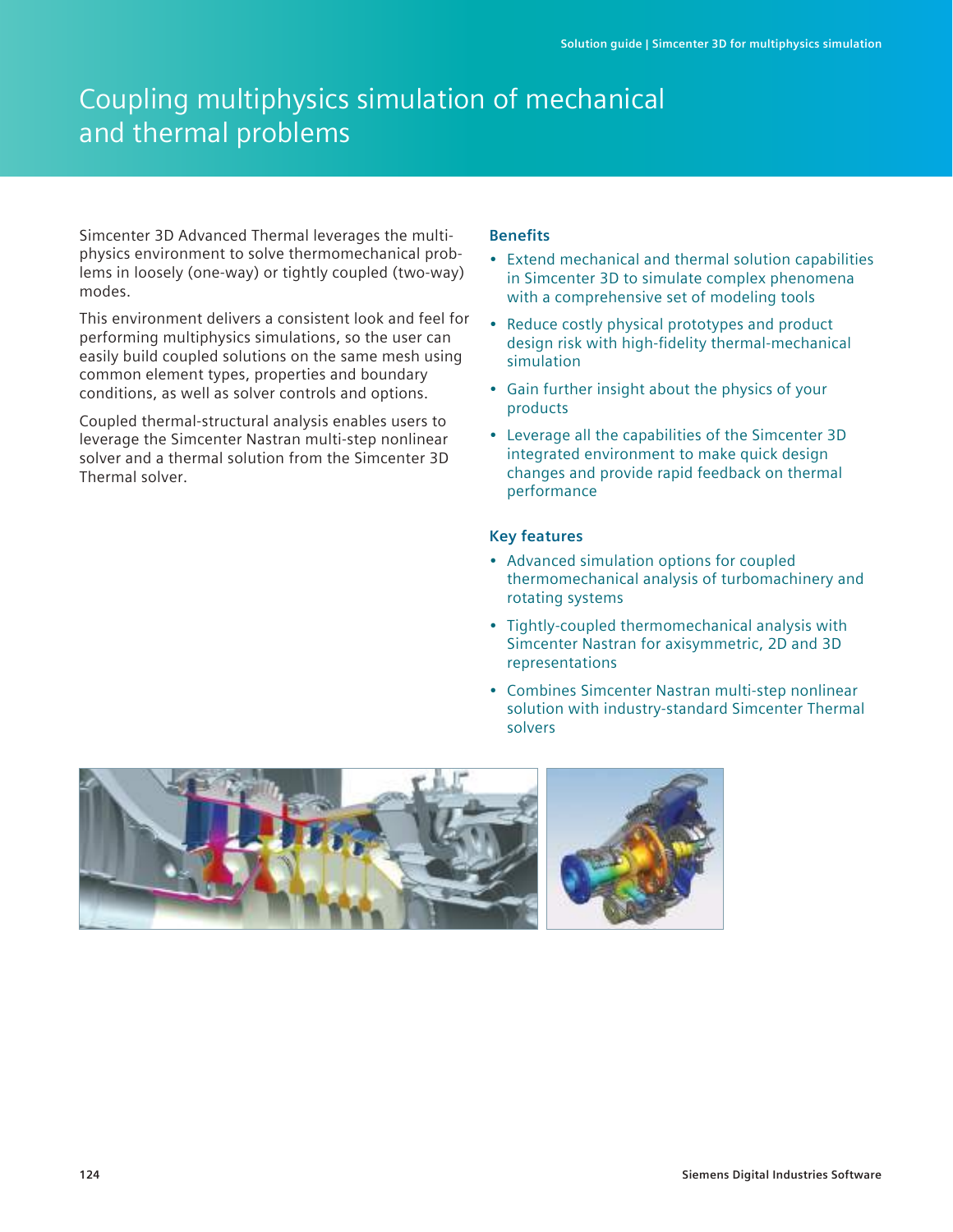# Coupling multiphysics simulation of mechanical and thermal problems

Simcenter 3D Advanced Thermal leverages the multiphysics environment to solve thermomechanical problems in loosely (one-way) or tightly coupled (two-way) modes.

This environment delivers a consistent look and feel for performing multiphysics simulations, so the user can easily build coupled solutions on the same mesh using common element types, properties and boundary conditions, as well as solver controls and options.

Coupled thermal-structural analysis enables users to leverage the Simcenter Nastran multi-step nonlinear solver and a thermal solution from the Simcenter 3D Thermal solver.

### Benefits

- Extend mechanical and thermal solution capabilities in Simcenter 3D to simulate complex phenomena with a comprehensive set of modeling tools
- Reduce costly physical prototypes and product design risk with high-fidelity thermal-mechanical simulation
- Gain further insight about the physics of your products
- Leverage all the capabilities of the Simcenter 3D integrated environment to make quick design changes and provide rapid feedback on thermal performance

### Key features

- Advanced simulation options for coupled thermomechanical analysis of turbomachinery and rotating systems
- Tightly-coupled thermomechanical analysis with Simcenter Nastran for axisymmetric, 2D and 3D representations
- Combines Simcenter Nastran multi-step nonlinear solution with industry-standard Simcenter Thermal solvers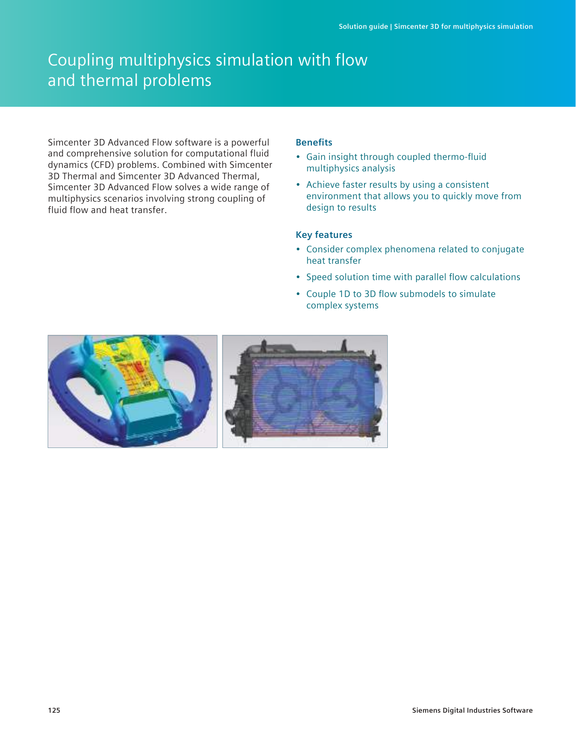# Coupling multiphysics simulation with flow and thermal problems

Simcenter 3D Advanced Flow software is a powerful and comprehensive solution for computational fluid dynamics (CFD) problems. Combined with Simcenter 3D Thermal and Simcenter 3D Advanced Thermal, Simcenter 3D Advanced Flow solves a wide range of multiphysics scenarios involving strong coupling of fluid flow and heat transfer.

### Benefits

- Gain insight through coupled thermo-fluid multiphysics analysis
- Achieve faster results by using a consistent environment that allows you to quickly move from design to results

### Key features

- Consider complex phenomena related to conjugate heat transfer
- Speed solution time with parallel flow calculations
- Couple 1D to 3D flow submodels to simulate complex systems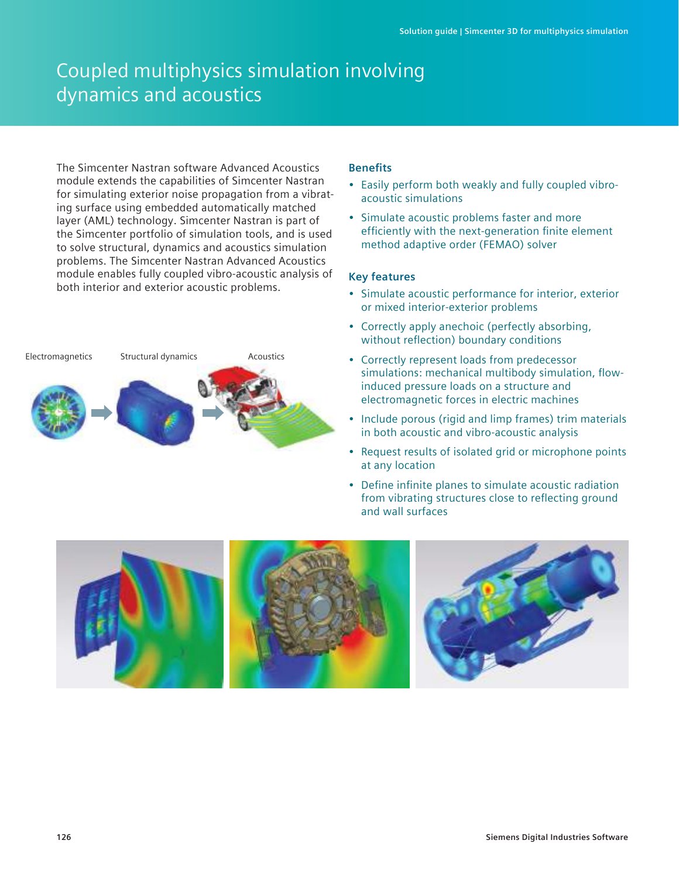# Coupled multiphysics simulation involving dynamics and acoustics

The Simcenter Nastran software Advanced Acoustics module extends the capabilities of Simcenter Nastran for simulating exterior noise propagation from a vibrating surface using embedded automatically matched layer (AML) technology. Simcenter Nastran is part of the Simcenter portfolio of simulation tools, and is used to solve structural, dynamics and acoustics simulation problems. The Simcenter Nastran Advanced Acoustics module enables fully coupled vibro-acoustic analysis of both interior and exterior acoustic problems.

Electromagnetics    Structural dynamics    Acoustics

## Benefits

- Easily perform both weakly and fully coupled vibro-acoustic simulations
- Simulate acoustic problems faster and more efficiently with the next-generation finite element method adaptive order (FEMAO) solver

## Key features

- Simulate acoustic performance for interior, exterior or mixed interior-exterior problems
- Correctly apply anechoic (perfectly absorbing, without reflection) boundary conditions
- Correctly represent loads from predecessor simulations: mechanical multibody simulation, flow-induced pressure loads on a structure and electromagnetic forces in electric machines
- Include porous (rigid and limp frames) trim materials in both acoustic and vibro-acoustic analysis
- Request results of isolated grid or microphone points at any location
- Define infinite planes to simulate acoustic radiation from vibrating structures close to reflecting ground and wall surfaces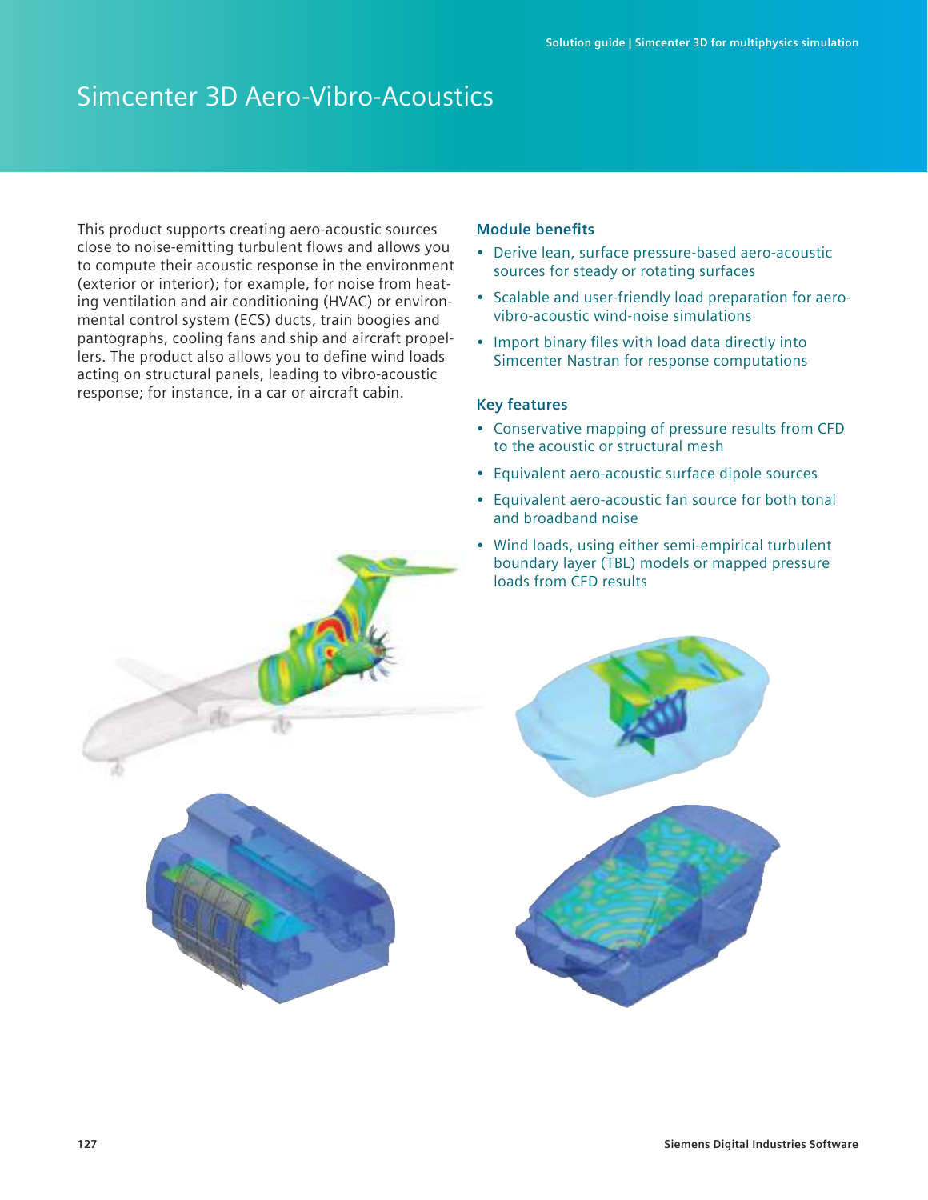# Simcenter 3D Aero-Vibro-Acoustics

This product supports creating aero-acoustic sources close to noise-emitting turbulent flows and allows you to compute their acoustic response in the environment (exterior or interior); for example, for noise from heating ventilation and air conditioning (HVAC) or environmental control system (ECS) ducts, train boogies and pantographs, cooling fans and ship and aircraft propellers. The product also allows you to define wind loads acting on structural panels, leading to vibro-acoustic response; for instance, in a car or aircraft cabin.

### Module benefits

- Derive lean, surface pressure-based aero-acoustic sources for steady or rotating surfaces
- Scalable and user-friendly load preparation for aero-vibro-acoustic wind-noise simulations
- Import binary files with load data directly into Simcenter Nastran for response computations

### Key features

- Conservative mapping of pressure results from CFD to the acoustic or structural mesh
- Equivalent aero-acoustic surface dipole sources
- Equivalent aero-acoustic fan source for both tonal and broadband noise
- Wind loads, using either semi-empirical turbulent boundary layer (TBL) models or mapped pressure loads from CFD results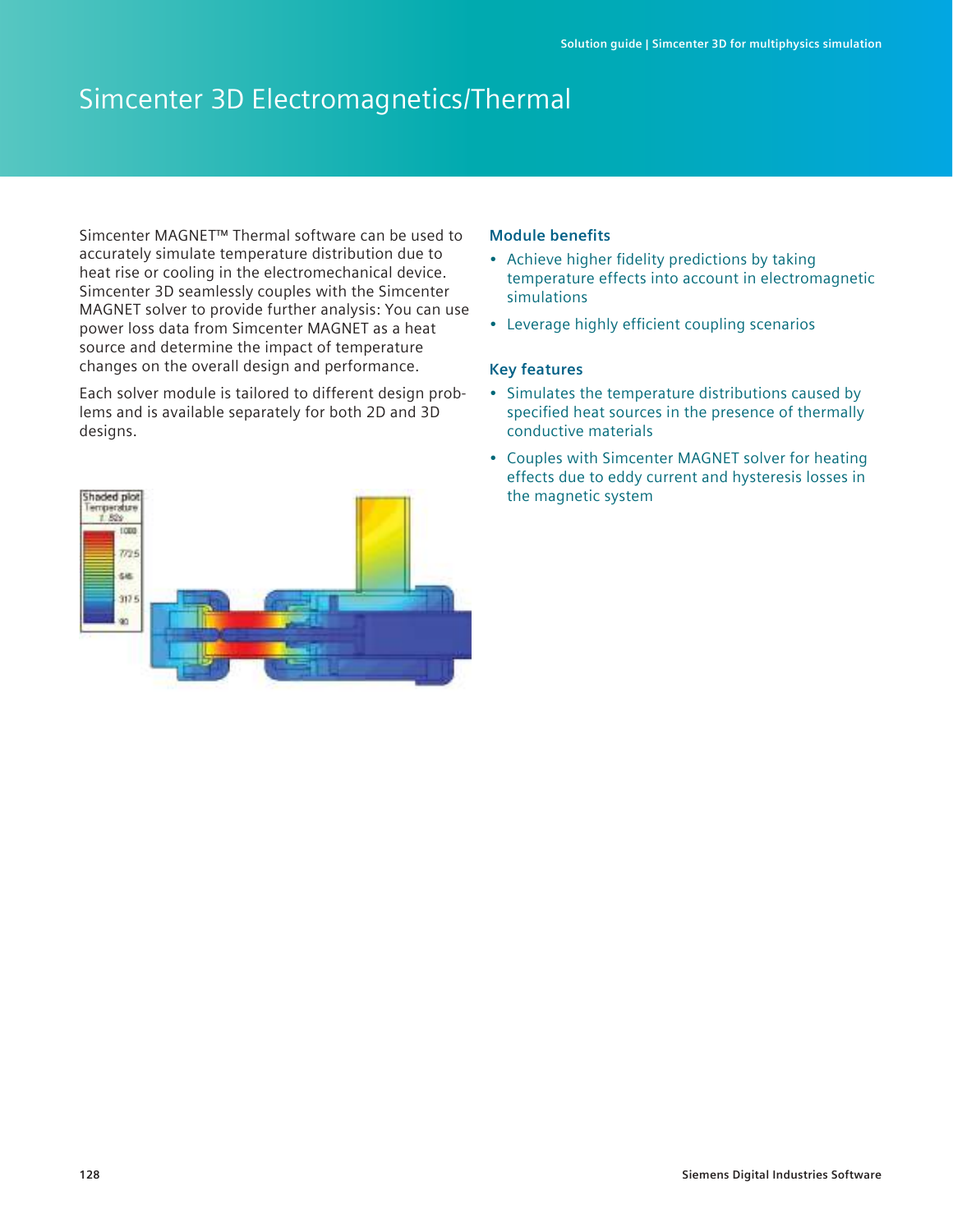# Simcenter 3D Electromagnetics/Thermal

Simcenter MAGNET™ Thermal software can be used to accurately simulate temperature distribution due to heat rise or cooling in the electromechanical device. Simcenter 3D seamlessly couples with the Simcenter MAGNET solver to provide further analysis: You can use power loss data from Simcenter MAGNET as a heat source and determine the impact of temperature changes on the overall design and performance.

Each solver module is tailored to different design problems and is available separately for both 2D and 3D designs.

### Module benefits

- Achieve higher fidelity predictions by taking temperature effects into account in electromagnetic simulations
- Leverage highly efficient coupling scenarios

### Key features

- Simulates the temperature distributions caused by specified heat sources in the presence of thermally conductive materials
- Couples with Simcenter MAGNET solver for heating effects due to eddy current and hysteresis losses in the magnetic system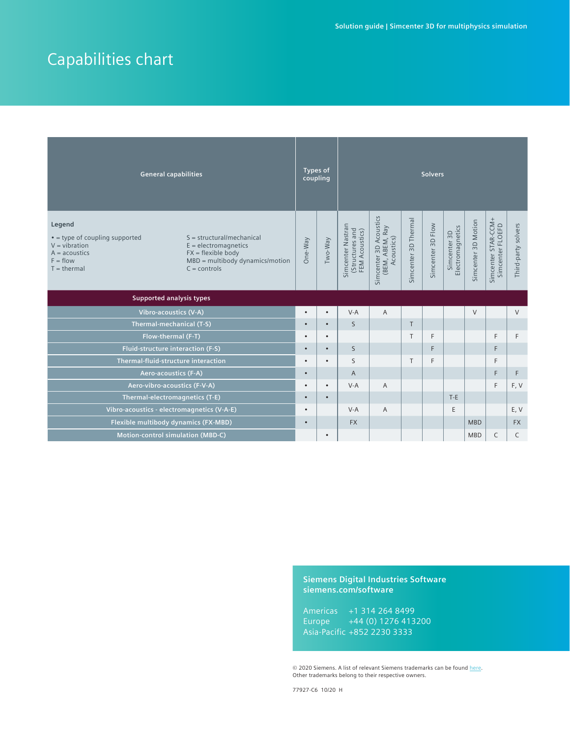# Capabilities chart

| General capabilities | Types of coupling | | Solvers | | | | | | | |
|---|---|---|---|---|---|---|---|---|---|---|
| **Legend**<br>• = type of coupling supported<br>V = vibration<br>A = acoustics<br>F = flow<br>T = thermal<br>S = structural/mechanical<br>E = electromagnetics<br>FX = flexible body<br>MBD = multibody dynamics/motion<br>C = controls | One-Way | Two-Way | Simcenter Nastran (Structures and FEM Acoustics) | Simcenter 3D Acoustics (BEM, ABEM, Ray Acoustics) | Simcenter 3D Thermal | Simcenter 3D Flow | Simcenter 3D Electromagnetics | Simcenter 3D Motion | Simcenter STAR-CCM+ Simcenter FLOEFD | Third-party solvers |
| **Supported analysis types** | | | | | | | | | | |
| Vibro-acoustics (V-A) | • | • | V-A | A | | | | V | | V |
| Thermal-mechanical (T-S) | • | • | S | | T | | | | | |
| Flow-thermal (F-T) | • | • | | | T | F | | | F | F |
| Fluid-structure interaction (F-S) | • | • | S | | | F | | | F | |
| Thermal-fluid-structure interaction | • | • | S | | T | F | | | F | |
| Aero-acoustics (F-A) | • | | A | | | | | | F | F |
| Aero-vibro-acoustics (F-V-A) | • | • | V-A | A | | | | | F | F, V |
| Thermal-electromagnetics (T-E) | • | • | | | | | T-E | | | |
| Vibro-acoustics - electromagnetics (V-A-E) | • | | V-A | A | | | E | | | E, V |
| Flexible multibody dynamics (FX-MBD) | • | | FX | | | | | MBD | | FX |
| Motion-control simulation (MBD-C) | | • | | | | | | MBD | C | C |

**Siemens Digital Industries Software**
**siemens.com/software**

Americas +1 314 264 8499
Europe +44 (0) 1276 413200
Asia-Pacific +852 2230 3333

© 2020 Siemens. A list of relevant Siemens trademarks can be found here.
Other trademarks belong to their respective owners.

77927-C6 10/20 H